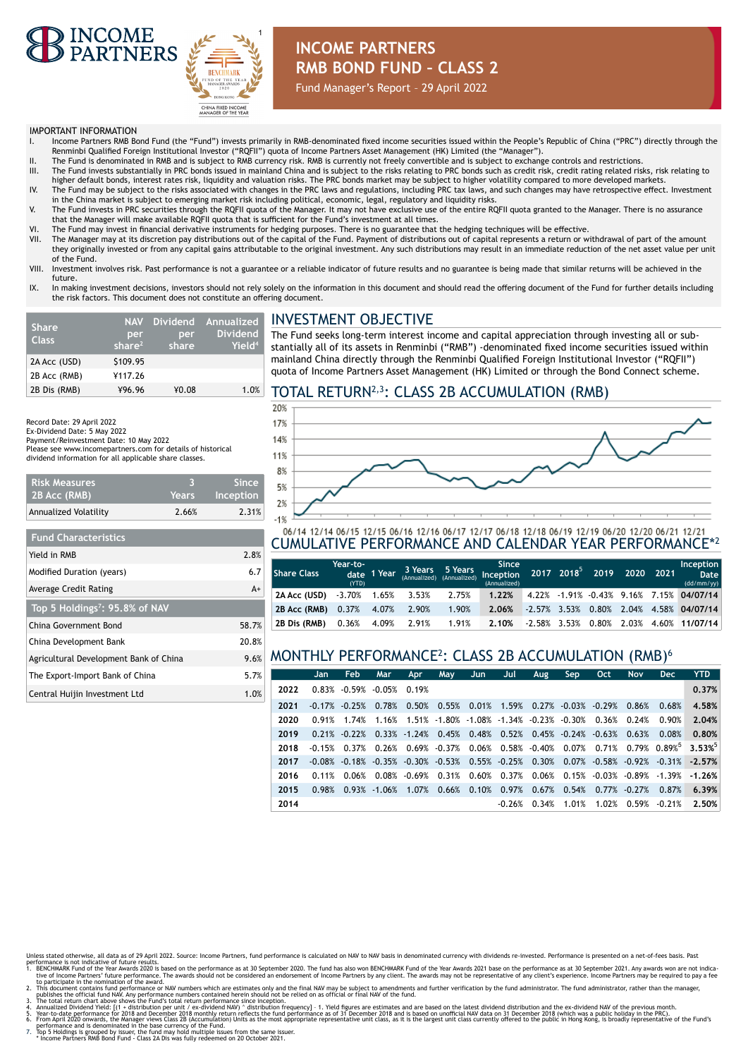# INCOME PARTNERS RMB BOND FUND - CLASS 2

Fund Manager's Report – 29 April 2022

## IMPORTANT INFORMATION

I. Income Partners RMB Bond Fund (the "Fund") invests primarily in RMB-denominated fixed income securities issued within the People's Republic of China ("PRC") directly through the Renminbi Qualified Foreign Institutional Investor ("RQFII") quota of Income Partners Asset Management (HK) Limited (the "Manager").
II. The Fund is denominated in RMB and is subject to RMB currency risk. RMB is currently not freely convertible and is subject to exchange controls and restrictions.
III. The Fund invests substantially in PRC bonds issued in mainland China and is subject to the risks relating to PRC bonds such as credit risk, credit rating related risks, risk relating to higher default bonds, interest rates risk, liquidity and valuation risks. The PRC bonds market may be subject to higher volatility compared to more developed markets.
IV. The Fund may be subject to the risks associated with changes in the PRC laws and regulations, including PRC tax laws, and such changes may have retrospective effect. Investment in the China market is subject to emerging market risk including political, economic, legal, regulatory and liquidity risks.
V. The Fund invests in PRC securities through the RQFII quota of the Manager. It may not have exclusive use of the entire RQFII quota granted to the Manager. There is no assurance that the Manager will make available RQFII quota that is sufficient for the Fund's investment at all times.
VI. The Fund may invest in financial derivative instruments for hedging purposes. There is no guarantee that the hedging techniques will be effective.
VII. The Manager may at its discretion pay distributions out of the capital of the Fund. Payment of distributions out of capital represents a return or withdrawal of part of the amount they originally invested or from any capital gains attributable to the original investment. Any such distributions may result in an immediate reduction of the net asset value per unit of the Fund.
VIII. Investment involves risk. Past performance is not a guarantee or a reliable indicator of future results and no guarantee is being made that similar returns will be achieved in the future.
IX. In making investment decisions, investors should not rely solely on the information in this document and should read the offering document of the Fund for further details including the risk factors. This document does not constitute an offering document.

| Share Class | NAV per share[2] | Dividend per share | Annualized Dividend Yield[4] |
|---|---|---|---|
| 2A Acc (USD) | $109.95 | | |
| 2B Acc (RMB) | ¥117.26 | | |
| 2B Dis (RMB) | ¥96.96 | ¥0.08 | 1.0% |

Record Date: 29 April 2022
Ex-Dividend Date: 5 May 2022
Payment/Reinvestment Date: 10 May 2022
Please see www.incomepartners.com for details of historical dividend information for all applicable share classes.

| Risk Measures 2B Acc (RMB) | 3 Years | Since Inception |
|---|---|---|
| Annualized Volatility | 2.66% | 2.31% |

| Fund Characteristics | |
|---|---|
| Yield in RMB | 2.8% |
| Modified Duration (years) | 6.7 |
| Average Credit Rating | A+ |

| Top 5 Holdings[7]: 95.8% of NAV | |
|---|---|
| China Government Bond | 58.7% |
| China Development Bank | 20.8% |
| Agricultural Development Bank of China | 9.6% |
| The Export-Import Bank of China | 5.7% |
| Central Huijin Investment Ltd | 1.0% |

## INVESTMENT OBJECTIVE

The Fund seeks long-term interest income and capital appreciation through investing all or substantially all of its assets in Renminbi ("RMB") -denominated fixed income securities issued within mainland China directly through the Renminbi Qualified Foreign Institutional Investor ("RQFII") quota of Income Partners Asset Management (HK) Limited or through the Bond Connect scheme.

## TOTAL RETURN[2,3]: CLASS 2B ACCUMULATION (RMB)

## CUMULATIVE PERFORMANCE AND CALENDAR YEAR PERFORMANCE*[2]

| Share Class | Year-to-date (YTD) | 1 Year | 3 Years (Annualized) | 5 Years (Annualized) | Since Inception (Annualized) | 2017 | 2018[5] | 2019 | 2020 | 2021 | Inception Date (dd/mm/yy) |
|---|---|---|---|---|---|---|---|---|---|---|---|
| 2A Acc (USD) | -3.70% | 1.65% | 3.53% | 2.75% | 1.22% | 4.22% | -1.91% | -0.43% | 9.16% | 7.15% | 04/07/14 |
| 2B Acc (RMB) | 0.37% | 4.07% | 2.90% | 1.90% | 2.06% | -2.57% | 3.53% | 0.80% | 2.04% | 4.58% | 04/07/14 |
| 2B Dis (RMB) | 0.36% | 4.09% | 2.91% | 1.91% | 2.10% | -2.58% | 3.53% | 0.80% | 2.03% | 4.60% | 11/07/14 |

## MONTHLY PERFORMANCE[2]: CLASS 2B ACCUMULATION (RMB)[6]

| | Jan | Feb | Mar | Apr | May | Jun | Jul | Aug | Sep | Oct | Nov | Dec | YTD |
|---|---|---|---|---|---|---|---|---|---|---|---|---|---|
| 2022 | 0.83% | -0.59% | -0.05% | 0.19% | | | | | | | | | 0.37% |
| 2021 | -0.17% | -0.25% | 0.78% | 0.50% | 0.55% | 0.01% | 1.59% | 0.27% | -0.03% | -0.29% | 0.86% | 0.68% | 4.58% |
| 2020 | 0.91% | 1.74% | 1.16% | 1.51% | -1.80% | -1.08% | -1.34% | -0.23% | -0.30% | 0.36% | 0.24% | 0.90% | 2.04% |
| 2019 | 0.21% | -0.22% | 0.33% | -1.24% | 0.45% | 0.48% | 0.52% | 0.45% | -0.24% | -0.63% | 0.63% | 0.08% | 0.80% |
| 2018 | -0.15% | 0.37% | 0.26% | 0.69% | -0.37% | 0.06% | 0.58% | -0.40% | 0.07% | 0.71% | 0.79% | 0.89%[5] | 3.53%[5] |
| 2017 | -0.08% | -0.18% | -0.35% | -0.30% | -0.53% | 0.55% | -0.25% | 0.30% | 0.07% | -0.58% | -0.92% | -0.31% | -2.57% |
| 2016 | 0.11% | 0.06% | 0.08% | -0.69% | 0.31% | 0.60% | 0.37% | 0.06% | 0.15% | -0.03% | -0.89% | -1.39% | -1.26% |
| 2015 | 0.98% | 0.93% | -1.06% | 1.07% | 0.66% | 0.10% | 0.97% | 0.67% | 0.54% | 0.77% | -0.27% | 0.87% | 6.39% |
| 2014 | | | | | | | -0.26% | 0.34% | 1.01% | 1.02% | 0.59% | -0.21% | 2.50% |

Unless stated otherwise, all data as of 29 April 2022. Source: Income Partners, fund performance is calculated on NAV to NAV basis in denominated currency with dividends re-invested. Performance is presented on a net-of-fees basis. Past performance is not indicative of future results.

1. BENCHMARK Fund of the Year Awards 2020 is based on the performance as at 30 September 2020. The fund has also won BENCHMARK Fund of the Year Awards 2021 base on the performance as at 30 September 2021. Any awards won are not indicative of Income Partners' future performance. The awards should not be considered an endorsement of Income Partners by any client. The awards may not be representative of any client's experience. Income Partners may be required to pay a fee to participate in the nomination of the award.
2. This document contains fund performance or NAV numbers which are estimates only and the final NAV may be subject to amendments and further verification by the fund administrator. The fund administrator, rather than the manager, publishes the official fund NAV. Any performance numbers contained herein should not be relied on as official or final NAV of the fund.
3. The total return chart above shows the Fund's total return performance since inception.
4. Annualized Dividend Yield: [(1 + distribution per unit / ex-dividend NAV) ^ distribution frequency] – 1. Yield figures are estimates and are based on the latest dividend distribution and the ex-dividend NAV of the previous month.
5. Year-to-date performance for 2018 and December 2018 monthly return reflects the fund performance as of 31 December 2018 and is based on unofficial NAV data on 31 December 2018 (which was a public holiday in the PRC).
6. From April 2020 onwards, the Manager views Class 2B (Accumulation) Units as the most appropriate representative unit class, as it is the largest unit class currently offered to the public in Hong Kong, is broadly representative of the Fund's performance and is denominated in the base currency of the Fund.
7. Top 5 Holdings is grouped by issuer, the fund may hold multiple issues from the same issuer.

\* Income Partners RMB Bond Fund - Class 2A Dis was fully redeemed on 20 October 2021.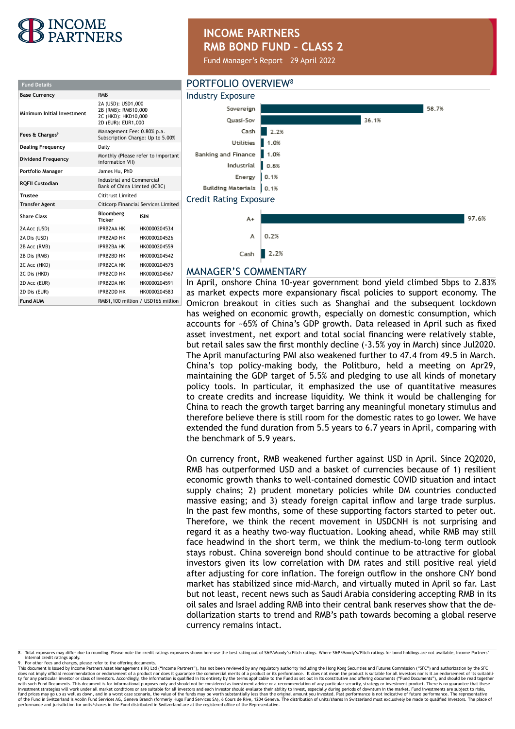# INCOME PARTNERS

## INCOME PARTNERS RMB BOND FUND – CLASS 2

Fund Manager's Report – 29 April 2022

| Fund Details | | |
|---|---|---|
| Base Currency | RMB | |
| Minimum Initial Investment | 2A (USD): USD1,000<br>2B (RMB): RMB10,000<br>2C (HKD): HKD10,000<br>2D (EUR): EUR1,000 | |
| Fees & Charges[9] | Management Fee: 0.80% p.a.<br>Subscription Charge: Up to 5.00% | |
| Dealing Frequency | Daily | |
| Dividend Frequency | Monthly (Please refer to important information VII) | |
| Portfolio Manager | James Hu, PhD | |
| RQFII Custodian | Industrial and Commercial Bank of China Limited (ICBC) | |
| Trustee | Cititrust Limited | |
| Transfer Agent | Citicorp Financial Services Limited | |
| Share Class | Bloomberg Ticker | ISIN |
| 2A Acc (USD) | IPRB2AA HK | HK0000204534 |
| 2A Dis (USD) | IPRB2AD HK | HK0000204526 |
| 2B Acc (RMB) | IPRB2BA HK | HK0000204559 |
| 2B Dis (RMB) | IPRB2BD HK | HK0000204542 |
| 2C Acc (HKD) | IPRB2CA HK | HK0000204575 |
| 2C Dis (HKD) | IPRB2CD HK | HK0000204567 |
| 2D Acc (EUR) | IPRB2DA HK | HK0000204591 |
| 2D Dis (EUR) | IPRB2DD HK | HK0000204583 |
| Fund AUM | RMB1,100 million / USD166 million | |

## PORTFOLIO OVERVIEW[8]

### Industry Exposure

Sovereign 58.7%
Quasi-Sov 36.1%
Cash 2.2%
Utilities 1.0%
Banking and Finance 1.0%
Industrial 0.8%
Energy 0.1%
Building Materials 0.1%

### Credit Rating Exposure

A+ 97.6%
A 0.2%
Cash 2.2%

## MANAGER'S COMMENTARY

In April, onshore China 10-year government bond yield climbed 5bps to 2.83% as market expects more expansionary fiscal policies to support economy. The Omicron breakout in cities such as Shanghai and the subsequent lockdown has weighed on economic growth, especially on domestic consumption, which accounts for ~65% of China's GDP growth. Data released in April such as fixed asset investment, net export and total social financing were relatively stable, but retail sales saw the first monthly decline (-3.5% yoy in March) since Jul2020. The April manufacturing PMI also weakened further to 47.4 from 49.5 in March. China's top policy-making body, the Politburo, held a meeting on Apr29, maintaining the GDP target of 5.5% and pledging to use all kinds of monetary policy tools. In particular, it emphasized the use of quantitative measures to create credits and increase liquidity. We think it would be challenging for China to reach the growth target barring any meaningful monetary stimulus and therefore believe there is still room for the domestic rates to go lower. We have extended the fund duration from 5.5 years to 6.7 years in April, comparing with the benchmark of 5.9 years.

On currency front, RMB weakened further against USD in April. Since 2Q2020, RMB has outperformed USD and a basket of currencies because of 1) resilient economic growth thanks to well-contained domestic COVID situation and intact supply chains; 2) prudent monetary policies while DM countries conducted massive easing; and 3) steady foreign capital inflow and large trade surplus. In the past few months, some of these supporting factors started to peter out. Therefore, we think the recent movement in USDCNH is not surprising and regard it as a heathy two-way fluctuation. Looking ahead, while RMB may still face headwind in the short term, we think the medium-to-long term outlook stays robust. China sovereign bond should continue to be attractive for global investors given its low correlation with DM rates and still positive real yield after adjusting for core inflation. The foreign outflow in the onshore CNY bond market has stabilized since mid-March, and virtually muted in April so far. Last but not least, recent news such as Saudi Arabia considering accepting RMB in its oil sales and Israel adding RMB into their central bank reserves show that the de-dollarization starts to trend and RMB's path towards becoming a global reserve currency remains intact.

8. Total exposures may differ due to rounding. Please note the credit ratings exposures shown here use the best rating out of S&P/Moody's/Fitch ratings. Where S&P/Moody's/Fitch ratings for bond holdings are not available, Income Partners' internal credit ratings apply.
9. For other fees and charges, please refer to the offering documents.

This document is issued by Income Partners Asset Management (HK) Ltd ("Income Partners"), has not been reviewed by any regulatory authority including the Hong Kong Securities and Futures Commission ("SFC") and authorization by the SFC does not imply official recommendation or endorsement of a product nor does it guarantee the commercial merits of a product or its performance. It does not mean the product is suitable for all investors nor is it an endorsement of its suitability for any particular investor or class of investors. Accordingly, the information is qualified in its entirety by the terms applicable to the Fund as set out in its constitutive and offering documents ("Fund Documents"), and should be read together with such Fund Documents. This document is for informational purposes only and should not be considered as investment advice or a recommendation of any particular security, strategy or investment product. There is no guarantee that these investment strategies will work under all market conditions or are suitable for all investors and each investor should evaluate their ability to invest, especially during periods of downturn in the market. Fund investments are subject to risks, fund prices may go up as well as down, and in a worst case scenario, the value of the funds may be worth substantially less than the original amount you invested. Past performance is not indicative of future performance. The representative of the Fund in Switzerland is Acolin Fund Services AG, Geneva Branch (formerly Hugo Fund Services SA), 6 Cours de Rive, 1204 Geneva. The distribution of units/shares in Switzerland must exclusively be made to qualified investors. The place of performance and jurisdiction for units/shares in the Fund distributed in Switzerland are at the registered office of the Representative.